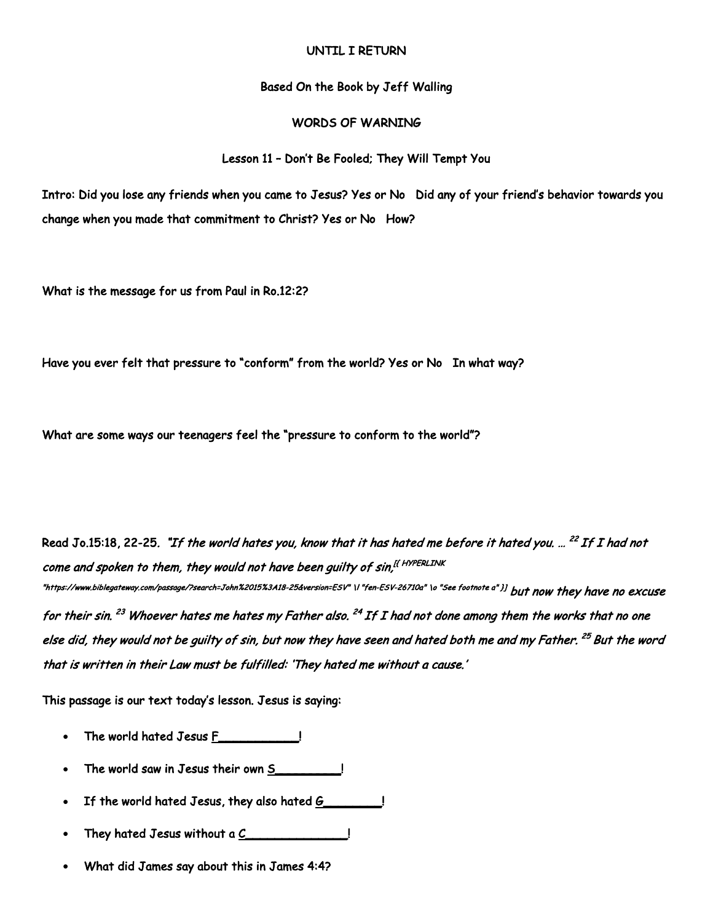UNTIL I RETURN

Based On the Book by Jeff Walling

WORDS OF WARNING

Lesson 11 – Don't Be Fooled; They Will Tempt You

Intro: Did you lose any friends when you came to Jesus? Yes or No   Did any of your friend's behavior towards you change when you made that commitment to Christ? Yes or No   How?

What is the message for us from Paul in Ro.12:2?

Have you ever felt that pressure to "conform" from the world? Yes or No   In what way?

What are some ways our teenagers feel the "pressure to conform to the world"?

Read Jo.15:18, 22-25. *"If the world hates you, know that it has hated me before it hated you. … [22] If I had not come and spoken to them, they would not have been guilty of sin,*[{ HYPERLINK "https://www.biblegateway.com/passage/?search=John%2015%3A18-25&version=ESV" \l "fen-ESV-26710a" \o "See footnote a" }] *but now they have no excuse for their sin. [23] Whoever hates me hates my Father also. [24] If I had not done among them the works that no one else did, they would not be guilty of sin, but now they have seen and hated both me and my Father. [25] But the word that is written in their Law must be fulfilled: 'They hated me without a cause.'*

This passage is our text today's lesson. Jesus is saying:

- The world hated Jesus F__________!
- The world saw in Jesus their own S________!
- If the world hated Jesus, they also hated G_______!
- They hated Jesus without a C_____________!
- What did James say about this in James 4:4?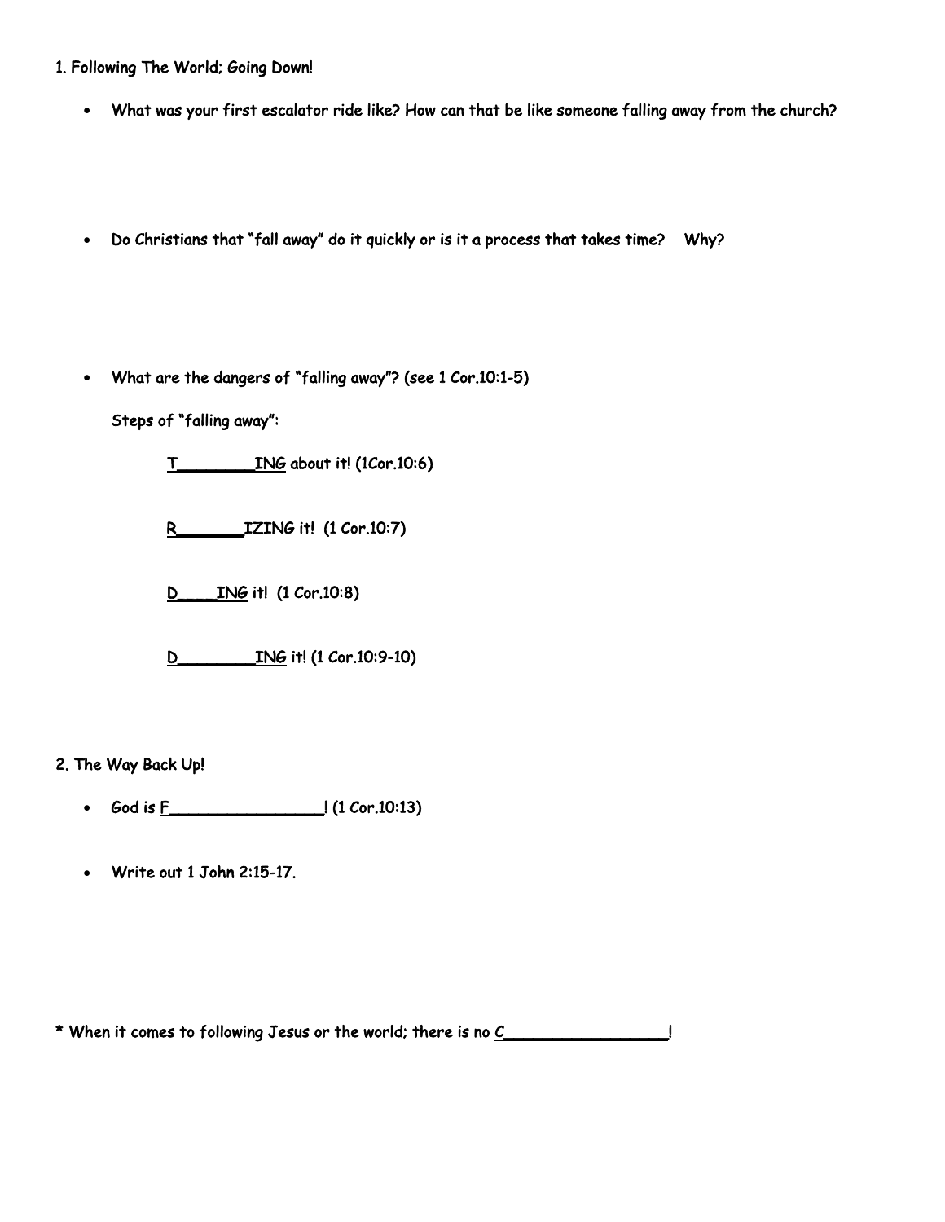1. Following The World; Going Down!

- What was your first escalator ride like? How can that be like someone falling away from the church?

- Do Christians that "fall away" do it quickly or is it a process that takes time? Why?

- What are the dangers of "falling away"? (see 1 Cor.10:1-5)

  Steps of "falling away":

  T________ING about it! (1Cor.10:6)

  R_______IZING it! (1 Cor.10:7)

  D____ING it! (1 Cor.10:8)

  D________ING it! (1 Cor.10:9-10)

2. The Way Back Up!

- God is F________________! (1 Cor.10:13)

- Write out 1 John 2:15-17.

* When it comes to following Jesus or the world; there is no C_________________!